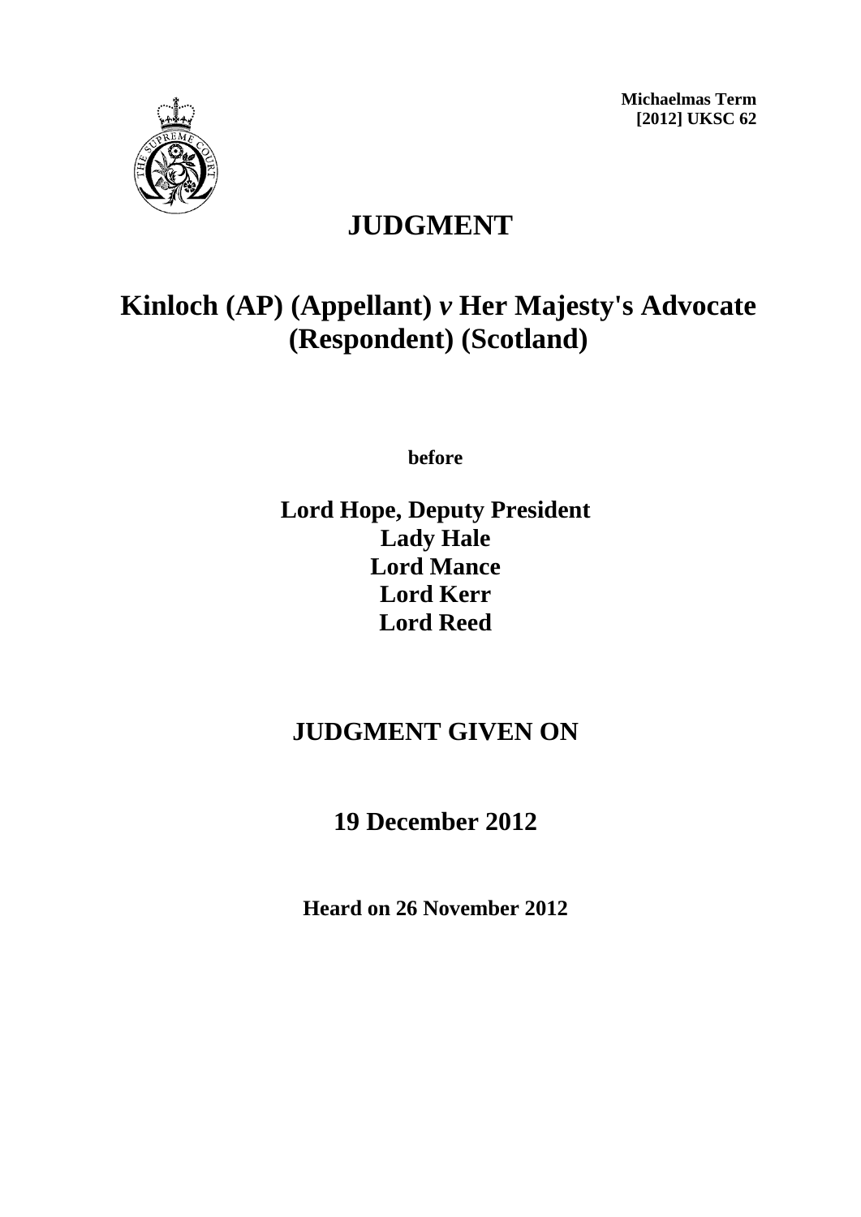**Michaelmas Term**
**[2012] UKSC 62**

# JUDGMENT

## Kinloch (AP) (Appellant) *v* Her Majesty's Advocate (Respondent) (Scotland)

**before**

**Lord Hope, Deputy President**
**Lady Hale**
**Lord Mance**
**Lord Kerr**
**Lord Reed**

## JUDGMENT GIVEN ON

## 19 December 2012

**Heard on 26 November 2012**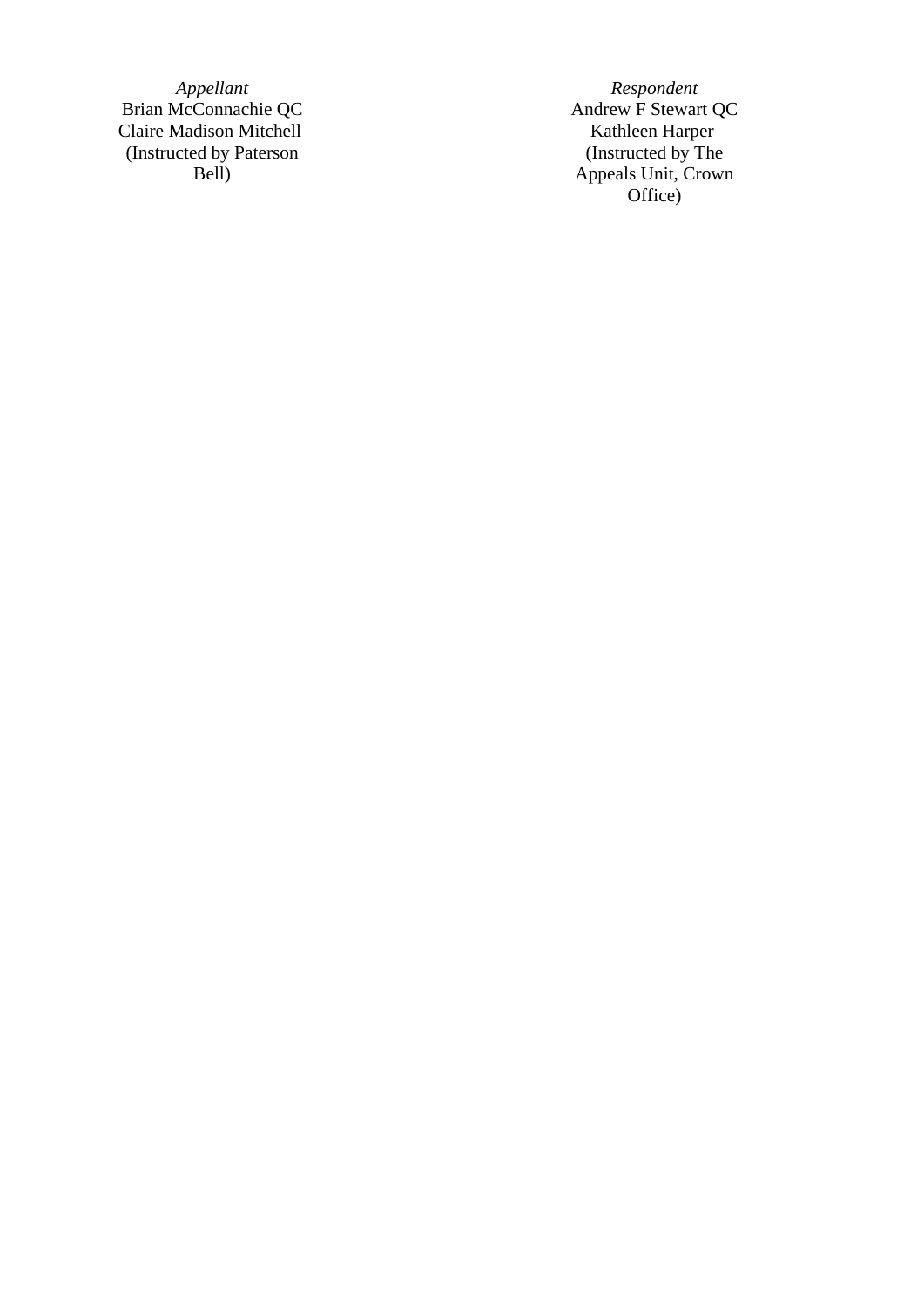| *Appellant* | *Respondent* |
| --- | --- |
| Brian McConnachie QC | Andrew F Stewart QC |
| Claire Madison Mitchell | Kathleen Harper |
| (Instructed by Paterson Bell) | (Instructed by The Appeals Unit, Crown Office) |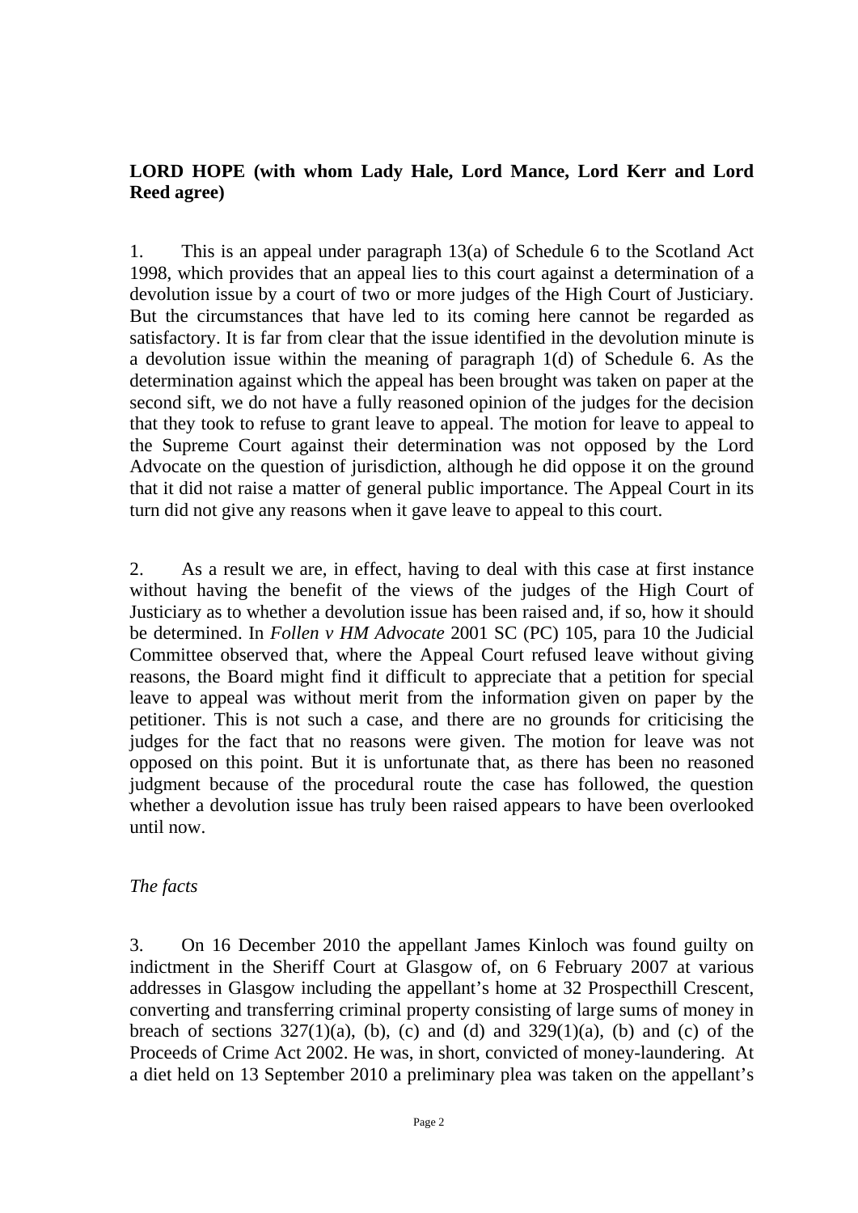**LORD HOPE (with whom Lady Hale, Lord Mance, Lord Kerr and Lord Reed agree)**

1. This is an appeal under paragraph 13(a) of Schedule 6 to the Scotland Act 1998, which provides that an appeal lies to this court against a determination of a devolution issue by a court of two or more judges of the High Court of Justiciary. But the circumstances that have led to its coming here cannot be regarded as satisfactory. It is far from clear that the issue identified in the devolution minute is a devolution issue within the meaning of paragraph 1(d) of Schedule 6. As the determination against which the appeal has been brought was taken on paper at the second sift, we do not have a fully reasoned opinion of the judges for the decision that they took to refuse to grant leave to appeal. The motion for leave to appeal to the Supreme Court against their determination was not opposed by the Lord Advocate on the question of jurisdiction, although he did oppose it on the ground that it did not raise a matter of general public importance. The Appeal Court in its turn did not give any reasons when it gave leave to appeal to this court.

2. As a result we are, in effect, having to deal with this case at first instance without having the benefit of the views of the judges of the High Court of Justiciary as to whether a devolution issue has been raised and, if so, how it should be determined. In *Follen v HM Advocate* 2001 SC (PC) 105, para 10 the Judicial Committee observed that, where the Appeal Court refused leave without giving reasons, the Board might find it difficult to appreciate that a petition for special leave to appeal was without merit from the information given on paper by the petitioner. This is not such a case, and there are no grounds for criticising the judges for the fact that no reasons were given. The motion for leave was not opposed on this point. But it is unfortunate that, as there has been no reasoned judgment because of the procedural route the case has followed, the question whether a devolution issue has truly been raised appears to have been overlooked until now.

*The facts*

3. On 16 December 2010 the appellant James Kinloch was found guilty on indictment in the Sheriff Court at Glasgow of, on 6 February 2007 at various addresses in Glasgow including the appellant's home at 32 Prospecthill Crescent, converting and transferring criminal property consisting of large sums of money in breach of sections 327(1)(a), (b), (c) and (d) and 329(1)(a), (b) and (c) of the Proceeds of Crime Act 2002. He was, in short, convicted of money-laundering. At a diet held on 13 September 2010 a preliminary plea was taken on the appellant's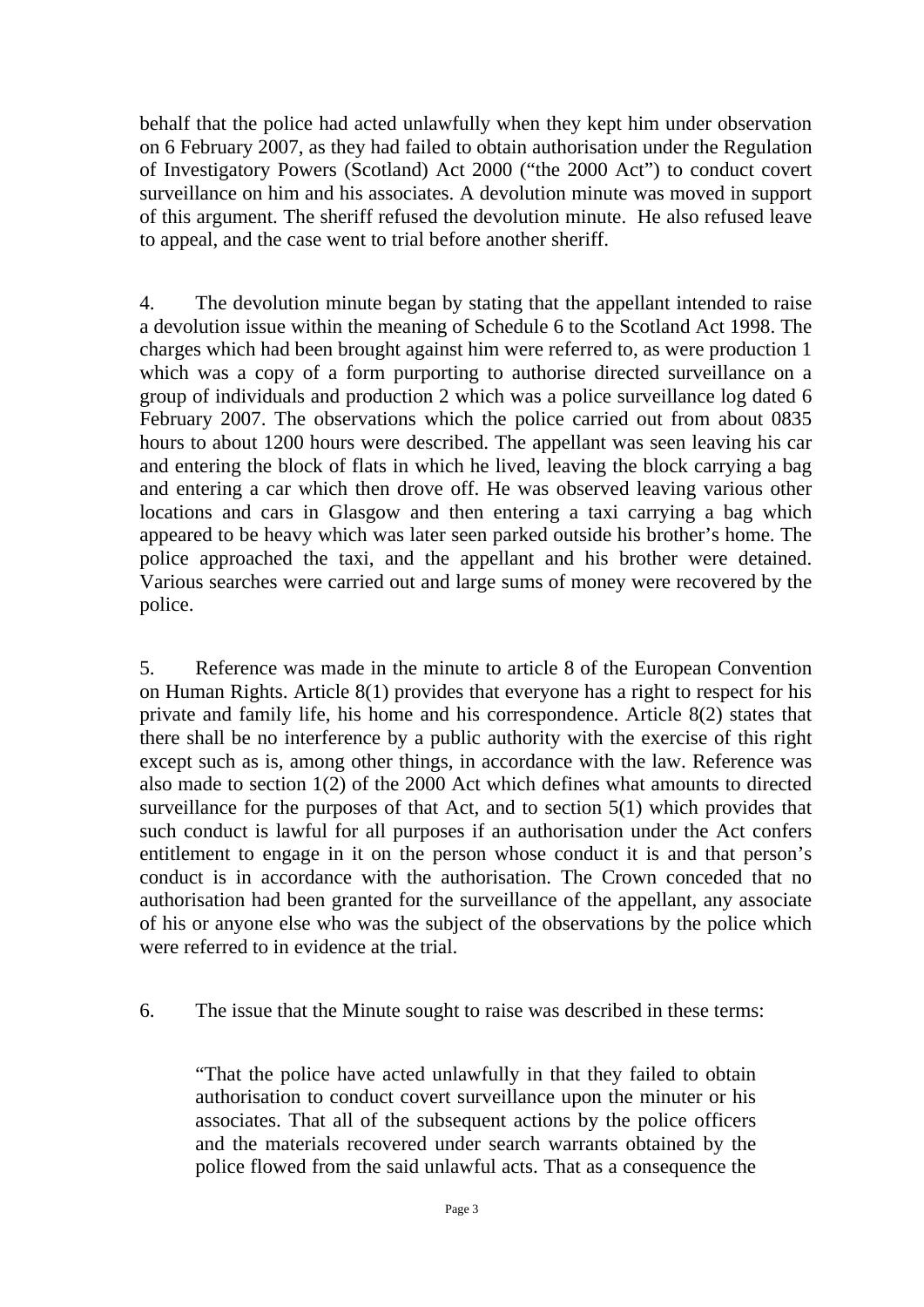behalf that the police had acted unlawfully when they kept him under observation on 6 February 2007, as they had failed to obtain authorisation under the Regulation of Investigatory Powers (Scotland) Act 2000 ("the 2000 Act") to conduct covert surveillance on him and his associates. A devolution minute was moved in support of this argument. The sheriff refused the devolution minute. He also refused leave to appeal, and the case went to trial before another sheriff.

4. The devolution minute began by stating that the appellant intended to raise a devolution issue within the meaning of Schedule 6 to the Scotland Act 1998. The charges which had been brought against him were referred to, as were production 1 which was a copy of a form purporting to authorise directed surveillance on a group of individuals and production 2 which was a police surveillance log dated 6 February 2007. The observations which the police carried out from about 0835 hours to about 1200 hours were described. The appellant was seen leaving his car and entering the block of flats in which he lived, leaving the block carrying a bag and entering a car which then drove off. He was observed leaving various other locations and cars in Glasgow and then entering a taxi carrying a bag which appeared to be heavy which was later seen parked outside his brother's home. The police approached the taxi, and the appellant and his brother were detained. Various searches were carried out and large sums of money were recovered by the police.

5. Reference was made in the minute to article 8 of the European Convention on Human Rights. Article 8(1) provides that everyone has a right to respect for his private and family life, his home and his correspondence. Article 8(2) states that there shall be no interference by a public authority with the exercise of this right except such as is, among other things, in accordance with the law. Reference was also made to section 1(2) of the 2000 Act which defines what amounts to directed surveillance for the purposes of that Act, and to section 5(1) which provides that such conduct is lawful for all purposes if an authorisation under the Act confers entitlement to engage in it on the person whose conduct it is and that person's conduct is in accordance with the authorisation. The Crown conceded that no authorisation had been granted for the surveillance of the appellant, any associate of his or anyone else who was the subject of the observations by the police which were referred to in evidence at the trial.

6. The issue that the Minute sought to raise was described in these terms:

> "That the police have acted unlawfully in that they failed to obtain authorisation to conduct covert surveillance upon the minuter or his associates. That all of the subsequent actions by the police officers and the materials recovered under search warrants obtained by the police flowed from the said unlawful acts. That as a consequence the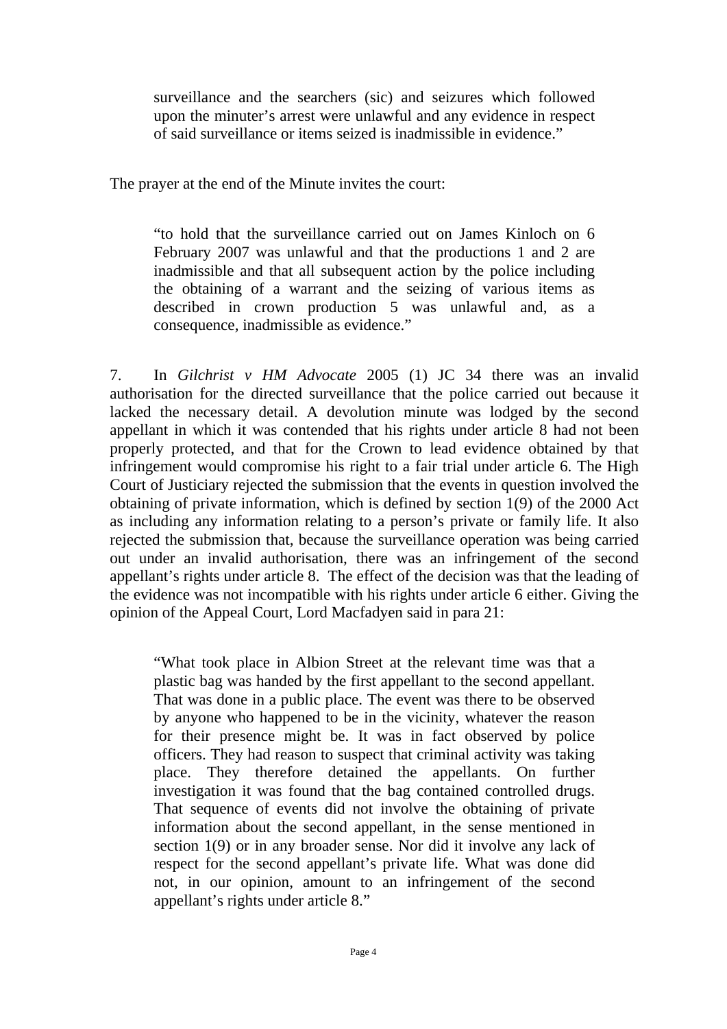> surveillance and the searchers (sic) and seizures which followed upon the minuter's arrest were unlawful and any evidence in respect of said surveillance or items seized is inadmissible in evidence."

The prayer at the end of the Minute invites the court:

> "to hold that the surveillance carried out on James Kinloch on 6 February 2007 was unlawful and that the productions 1 and 2 are inadmissible and that all subsequent action by the police including the obtaining of a warrant and the seizing of various items as described in crown production 5 was unlawful and, as a consequence, inadmissible as evidence."

7. In *Gilchrist v HM Advocate* 2005 (1) JC 34 there was an invalid authorisation for the directed surveillance that the police carried out because it lacked the necessary detail. A devolution minute was lodged by the second appellant in which it was contended that his rights under article 8 had not been properly protected, and that for the Crown to lead evidence obtained by that infringement would compromise his right to a fair trial under article 6. The High Court of Justiciary rejected the submission that the events in question involved the obtaining of private information, which is defined by section 1(9) of the 2000 Act as including any information relating to a person's private or family life. It also rejected the submission that, because the surveillance operation was being carried out under an invalid authorisation, there was an infringement of the second appellant's rights under article 8. The effect of the decision was that the leading of the evidence was not incompatible with his rights under article 6 either. Giving the opinion of the Appeal Court, Lord Macfadyen said in para 21:

> "What took place in Albion Street at the relevant time was that a plastic bag was handed by the first appellant to the second appellant. That was done in a public place. The event was there to be observed by anyone who happened to be in the vicinity, whatever the reason for their presence might be. It was in fact observed by police officers. They had reason to suspect that criminal activity was taking place. They therefore detained the appellants. On further investigation it was found that the bag contained controlled drugs. That sequence of events did not involve the obtaining of private information about the second appellant, in the sense mentioned in section 1(9) or in any broader sense. Nor did it involve any lack of respect for the second appellant's private life. What was done did not, in our opinion, amount to an infringement of the second appellant's rights under article 8."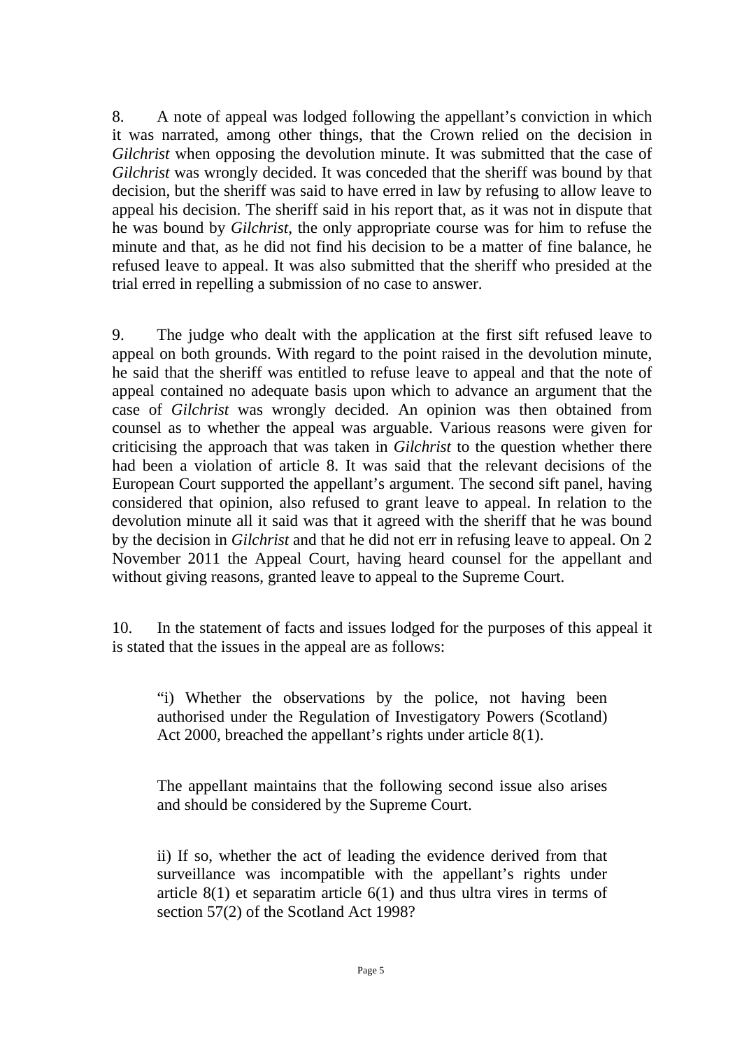8. A note of appeal was lodged following the appellant's conviction in which it was narrated, among other things, that the Crown relied on the decision in *Gilchrist* when opposing the devolution minute. It was submitted that the case of *Gilchrist* was wrongly decided. It was conceded that the sheriff was bound by that decision, but the sheriff was said to have erred in law by refusing to allow leave to appeal his decision. The sheriff said in his report that, as it was not in dispute that he was bound by *Gilchrist*, the only appropriate course was for him to refuse the minute and that, as he did not find his decision to be a matter of fine balance, he refused leave to appeal. It was also submitted that the sheriff who presided at the trial erred in repelling a submission of no case to answer.

9. The judge who dealt with the application at the first sift refused leave to appeal on both grounds. With regard to the point raised in the devolution minute, he said that the sheriff was entitled to refuse leave to appeal and that the note of appeal contained no adequate basis upon which to advance an argument that the case of *Gilchrist* was wrongly decided. An opinion was then obtained from counsel as to whether the appeal was arguable. Various reasons were given for criticising the approach that was taken in *Gilchrist* to the question whether there had been a violation of article 8. It was said that the relevant decisions of the European Court supported the appellant's argument. The second sift panel, having considered that opinion, also refused to grant leave to appeal. In relation to the devolution minute all it said was that it agreed with the sheriff that he was bound by the decision in *Gilchrist* and that he did not err in refusing leave to appeal. On 2 November 2011 the Appeal Court, having heard counsel for the appellant and without giving reasons, granted leave to appeal to the Supreme Court.

10. In the statement of facts and issues lodged for the purposes of this appeal it is stated that the issues in the appeal are as follows:

> "i) Whether the observations by the police, not having been authorised under the Regulation of Investigatory Powers (Scotland) Act 2000, breached the appellant's rights under article 8(1).
>
> The appellant maintains that the following second issue also arises and should be considered by the Supreme Court.
>
> ii) If so, whether the act of leading the evidence derived from that surveillance was incompatible with the appellant's rights under article 8(1) et separatim article 6(1) and thus ultra vires in terms of section 57(2) of the Scotland Act 1998?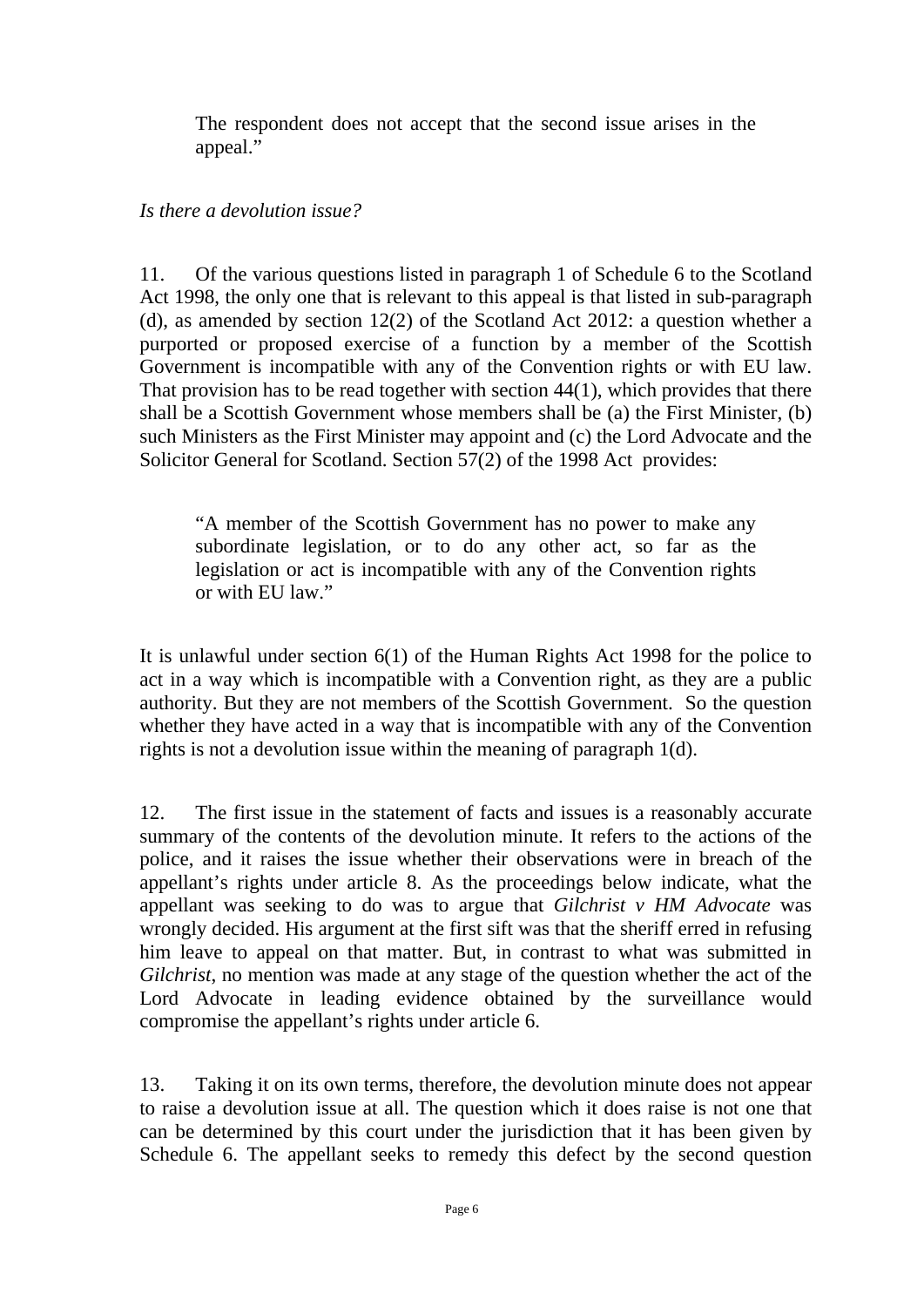> The respondent does not accept that the second issue arises in the appeal."

*Is there a devolution issue?*

11. Of the various questions listed in paragraph 1 of Schedule 6 to the Scotland Act 1998, the only one that is relevant to this appeal is that listed in sub-paragraph (d), as amended by section 12(2) of the Scotland Act 2012: a question whether a purported or proposed exercise of a function by a member of the Scottish Government is incompatible with any of the Convention rights or with EU law. That provision has to be read together with section 44(1), which provides that there shall be a Scottish Government whose members shall be (a) the First Minister, (b) such Ministers as the First Minister may appoint and (c) the Lord Advocate and the Solicitor General for Scotland. Section 57(2) of the 1998 Act provides:

> "A member of the Scottish Government has no power to make any subordinate legislation, or to do any other act, so far as the legislation or act is incompatible with any of the Convention rights or with EU law."

It is unlawful under section 6(1) of the Human Rights Act 1998 for the police to act in a way which is incompatible with a Convention right, as they are a public authority. But they are not members of the Scottish Government. So the question whether they have acted in a way that is incompatible with any of the Convention rights is not a devolution issue within the meaning of paragraph 1(d).

12. The first issue in the statement of facts and issues is a reasonably accurate summary of the contents of the devolution minute. It refers to the actions of the police, and it raises the issue whether their observations were in breach of the appellant's rights under article 8. As the proceedings below indicate, what the appellant was seeking to do was to argue that *Gilchrist v HM Advocate* was wrongly decided. His argument at the first sift was that the sheriff erred in refusing him leave to appeal on that matter. But, in contrast to what was submitted in *Gilchrist*, no mention was made at any stage of the question whether the act of the Lord Advocate in leading evidence obtained by the surveillance would compromise the appellant's rights under article 6.

13. Taking it on its own terms, therefore, the devolution minute does not appear to raise a devolution issue at all. The question which it does raise is not one that can be determined by this court under the jurisdiction that it has been given by Schedule 6. The appellant seeks to remedy this defect by the second question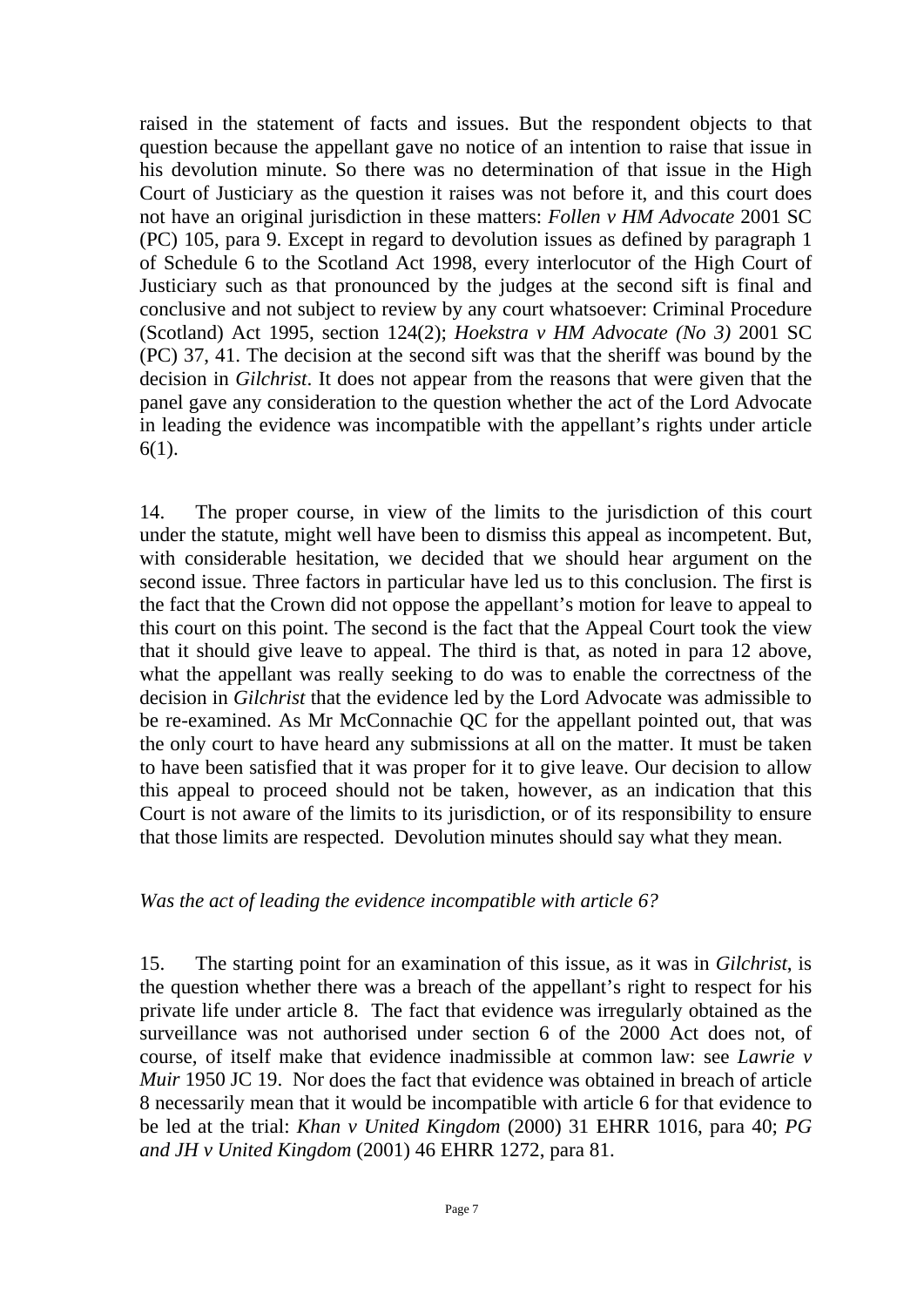raised in the statement of facts and issues. But the respondent objects to that question because the appellant gave no notice of an intention to raise that issue in his devolution minute. So there was no determination of that issue in the High Court of Justiciary as the question it raises was not before it, and this court does not have an original jurisdiction in these matters: *Follen v HM Advocate* 2001 SC (PC) 105, para 9. Except in regard to devolution issues as defined by paragraph 1 of Schedule 6 to the Scotland Act 1998, every interlocutor of the High Court of Justiciary such as that pronounced by the judges at the second sift is final and conclusive and not subject to review by any court whatsoever: Criminal Procedure (Scotland) Act 1995, section 124(2); *Hoekstra v HM Advocate (No 3)* 2001 SC (PC) 37, 41. The decision at the second sift was that the sheriff was bound by the decision in *Gilchrist*. It does not appear from the reasons that were given that the panel gave any consideration to the question whether the act of the Lord Advocate in leading the evidence was incompatible with the appellant's rights under article 6(1).

14. The proper course, in view of the limits to the jurisdiction of this court under the statute, might well have been to dismiss this appeal as incompetent. But, with considerable hesitation, we decided that we should hear argument on the second issue. Three factors in particular have led us to this conclusion. The first is the fact that the Crown did not oppose the appellant's motion for leave to appeal to this court on this point. The second is the fact that the Appeal Court took the view that it should give leave to appeal. The third is that, as noted in para 12 above, what the appellant was really seeking to do was to enable the correctness of the decision in *Gilchrist* that the evidence led by the Lord Advocate was admissible to be re-examined. As Mr McConnachie QC for the appellant pointed out, that was the only court to have heard any submissions at all on the matter. It must be taken to have been satisfied that it was proper for it to give leave. Our decision to allow this appeal to proceed should not be taken, however, as an indication that this Court is not aware of the limits to its jurisdiction, or of its responsibility to ensure that those limits are respected. Devolution minutes should say what they mean.

*Was the act of leading the evidence incompatible with article 6?*

15. The starting point for an examination of this issue, as it was in *Gilchrist*, is the question whether there was a breach of the appellant's right to respect for his private life under article 8. The fact that evidence was irregularly obtained as the surveillance was not authorised under section 6 of the 2000 Act does not, of course, of itself make that evidence inadmissible at common law: see *Lawrie v Muir* 1950 JC 19. Nor does the fact that evidence was obtained in breach of article 8 necessarily mean that it would be incompatible with article 6 for that evidence to be led at the trial: *Khan v United Kingdom* (2000) 31 EHRR 1016, para 40; *PG and JH v United Kingdom* (2001) 46 EHRR 1272, para 81.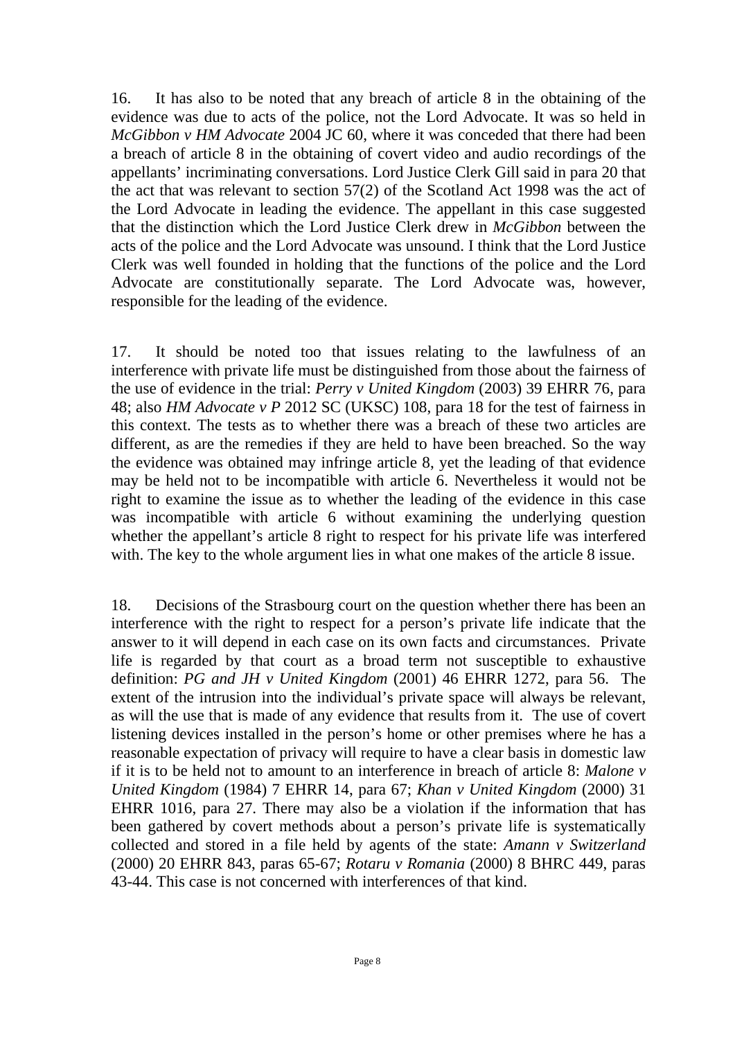16. It has also to be noted that any breach of article 8 in the obtaining of the evidence was due to acts of the police, not the Lord Advocate. It was so held in *McGibbon v HM Advocate* 2004 JC 60, where it was conceded that there had been a breach of article 8 in the obtaining of covert video and audio recordings of the appellants' incriminating conversations. Lord Justice Clerk Gill said in para 20 that the act that was relevant to section 57(2) of the Scotland Act 1998 was the act of the Lord Advocate in leading the evidence. The appellant in this case suggested that the distinction which the Lord Justice Clerk drew in *McGibbon* between the acts of the police and the Lord Advocate was unsound. I think that the Lord Justice Clerk was well founded in holding that the functions of the police and the Lord Advocate are constitutionally separate. The Lord Advocate was, however, responsible for the leading of the evidence.

17. It should be noted too that issues relating to the lawfulness of an interference with private life must be distinguished from those about the fairness of the use of evidence in the trial: *Perry v United Kingdom* (2003) 39 EHRR 76, para 48; also *HM Advocate v P* 2012 SC (UKSC) 108, para 18 for the test of fairness in this context. The tests as to whether there was a breach of these two articles are different, as are the remedies if they are held to have been breached. So the way the evidence was obtained may infringe article 8, yet the leading of that evidence may be held not to be incompatible with article 6. Nevertheless it would not be right to examine the issue as to whether the leading of the evidence in this case was incompatible with article 6 without examining the underlying question whether the appellant's article 8 right to respect for his private life was interfered with. The key to the whole argument lies in what one makes of the article 8 issue.

18. Decisions of the Strasbourg court on the question whether there has been an interference with the right to respect for a person's private life indicate that the answer to it will depend in each case on its own facts and circumstances. Private life is regarded by that court as a broad term not susceptible to exhaustive definition: *PG and JH v United Kingdom* (2001) 46 EHRR 1272, para 56. The extent of the intrusion into the individual's private space will always be relevant, as will the use that is made of any evidence that results from it. The use of covert listening devices installed in the person's home or other premises where he has a reasonable expectation of privacy will require to have a clear basis in domestic law if it is to be held not to amount to an interference in breach of article 8: *Malone v United Kingdom* (1984) 7 EHRR 14, para 67; *Khan v United Kingdom* (2000) 31 EHRR 1016, para 27. There may also be a violation if the information that has been gathered by covert methods about a person's private life is systematically collected and stored in a file held by agents of the state: *Amann v Switzerland* (2000) 20 EHRR 843, paras 65-67; *Rotaru v Romania* (2000) 8 BHRC 449, paras 43-44. This case is not concerned with interferences of that kind.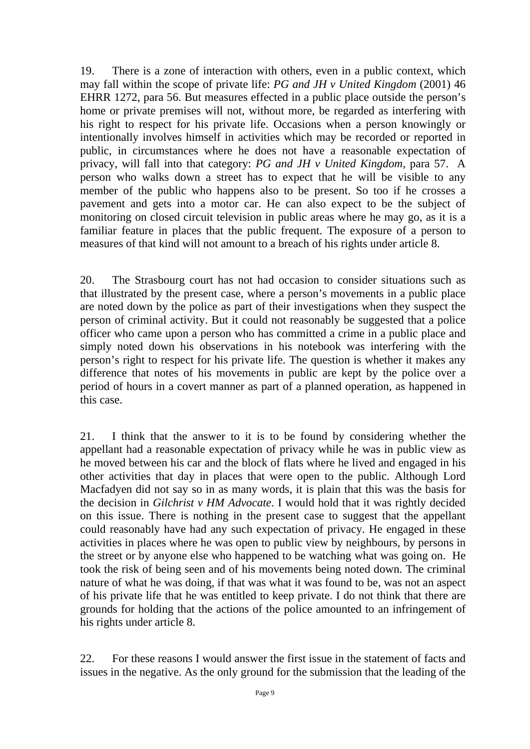19. There is a zone of interaction with others, even in a public context, which may fall within the scope of private life: *PG and JH v United Kingdom* (2001) 46 EHRR 1272, para 56. But measures effected in a public place outside the person's home or private premises will not, without more, be regarded as interfering with his right to respect for his private life. Occasions when a person knowingly or intentionally involves himself in activities which may be recorded or reported in public, in circumstances where he does not have a reasonable expectation of privacy, will fall into that category: *PG and JH v United Kingdom*, para 57. A person who walks down a street has to expect that he will be visible to any member of the public who happens also to be present. So too if he crosses a pavement and gets into a motor car. He can also expect to be the subject of monitoring on closed circuit television in public areas where he may go, as it is a familiar feature in places that the public frequent. The exposure of a person to measures of that kind will not amount to a breach of his rights under article 8.

20. The Strasbourg court has not had occasion to consider situations such as that illustrated by the present case, where a person's movements in a public place are noted down by the police as part of their investigations when they suspect the person of criminal activity. But it could not reasonably be suggested that a police officer who came upon a person who has committed a crime in a public place and simply noted down his observations in his notebook was interfering with the person's right to respect for his private life. The question is whether it makes any difference that notes of his movements in public are kept by the police over a period of hours in a covert manner as part of a planned operation, as happened in this case.

21. I think that the answer to it is to be found by considering whether the appellant had a reasonable expectation of privacy while he was in public view as he moved between his car and the block of flats where he lived and engaged in his other activities that day in places that were open to the public. Although Lord Macfadyen did not say so in as many words, it is plain that this was the basis for the decision in *Gilchrist v HM Advocate*. I would hold that it was rightly decided on this issue. There is nothing in the present case to suggest that the appellant could reasonably have had any such expectation of privacy. He engaged in these activities in places where he was open to public view by neighbours, by persons in the street or by anyone else who happened to be watching what was going on. He took the risk of being seen and of his movements being noted down. The criminal nature of what he was doing, if that was what it was found to be, was not an aspect of his private life that he was entitled to keep private. I do not think that there are grounds for holding that the actions of the police amounted to an infringement of his rights under article 8.

22. For these reasons I would answer the first issue in the statement of facts and issues in the negative. As the only ground for the submission that the leading of the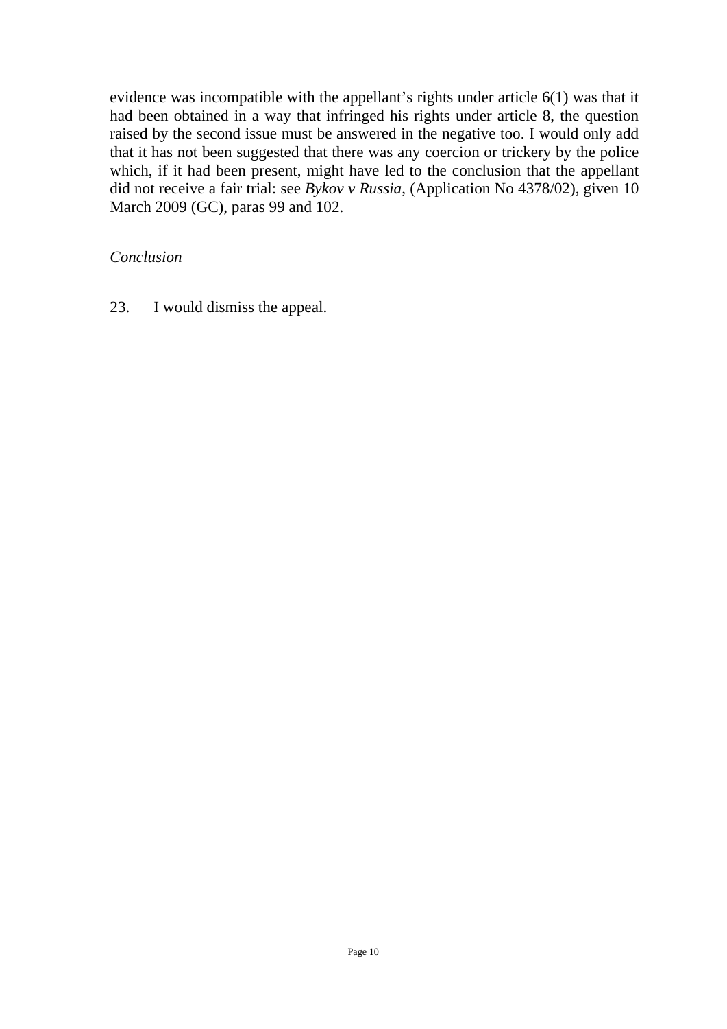evidence was incompatible with the appellant's rights under article 6(1) was that it had been obtained in a way that infringed his rights under article 8, the question raised by the second issue must be answered in the negative too. I would only add that it has not been suggested that there was any coercion or trickery by the police which, if it had been present, might have led to the conclusion that the appellant did not receive a fair trial: see *Bykov v Russia*, (Application No 4378/02), given 10 March 2009 (GC), paras 99 and 102.

*Conclusion*

23. I would dismiss the appeal.